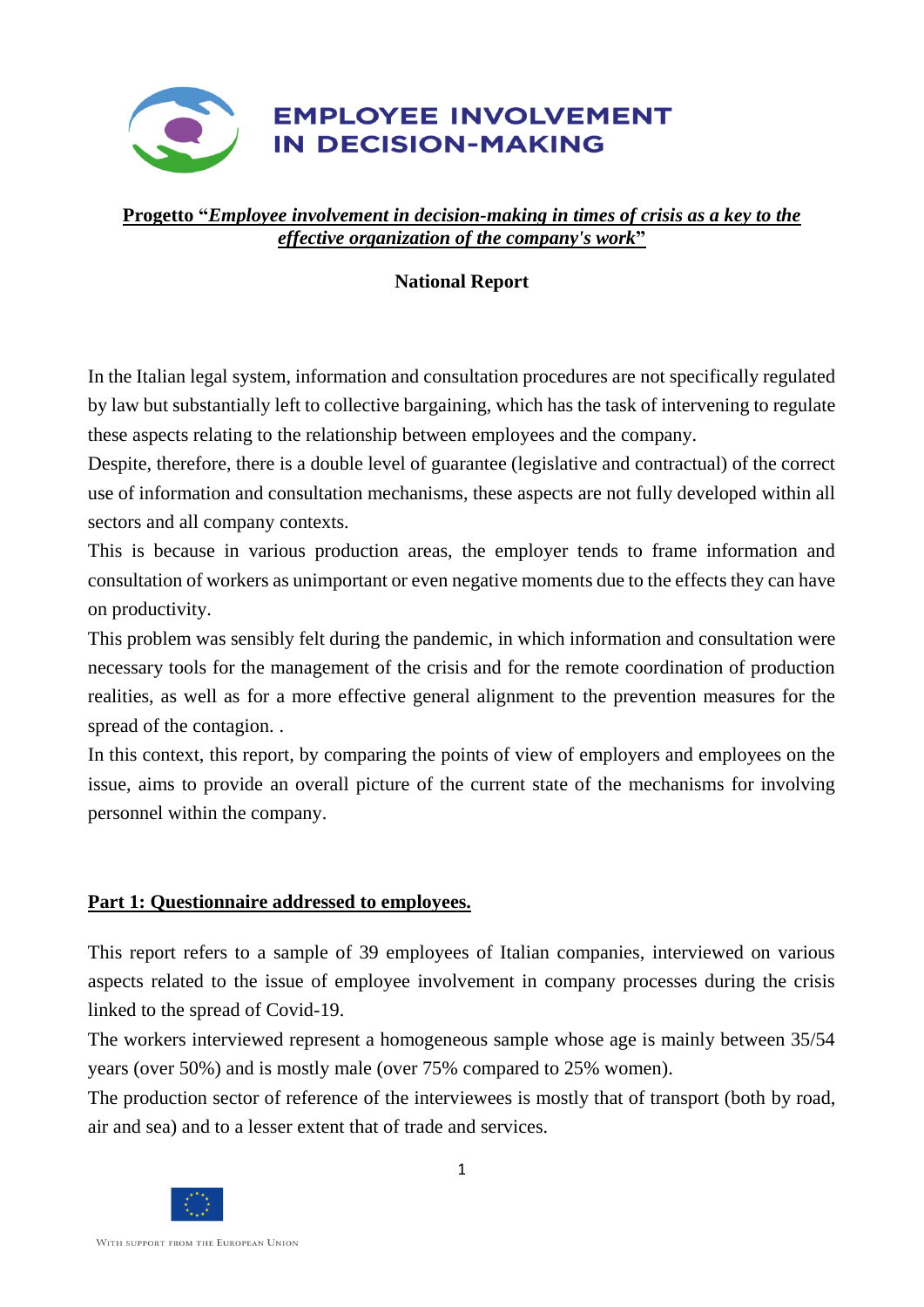**EMPLOYEE INVOLVEMENT IN DECISION-MAKING**

**Progetto "*Employee involvement in decision-making in times of crisis as a key to the effective organization of the company's work*"**

**National Report**

In the Italian legal system, information and consultation procedures are not specifically regulated by law but substantially left to collective bargaining, which has the task of intervening to regulate these aspects relating to the relationship between employees and the company.

Despite, therefore, there is a double level of guarantee (legislative and contractual) of the correct use of information and consultation mechanisms, these aspects are not fully developed within all sectors and all company contexts.

This is because in various production areas, the employer tends to frame information and consultation of workers as unimportant or even negative moments due to the effects they can have on productivity.

This problem was sensibly felt during the pandemic, in which information and consultation were necessary tools for the management of the crisis and for the remote coordination of production realities, as well as for a more effective general alignment to the prevention measures for the spread of the contagion. .

In this context, this report, by comparing the points of view of employers and employees on the issue, aims to provide an overall picture of the current state of the mechanisms for involving personnel within the company.

## Part 1: Questionnaire addressed to employees.

This report refers to a sample of 39 employees of Italian companies, interviewed on various aspects related to the issue of employee involvement in company processes during the crisis linked to the spread of Covid-19.

The workers interviewed represent a homogeneous sample whose age is mainly between 35/54 years (over 50%) and is mostly male (over 75% compared to 25% women).

The production sector of reference of the interviewees is mostly that of transport (both by road, air and sea) and to a lesser extent that of trade and services.

WITH SUPPORT FROM THE EUROPEAN UNION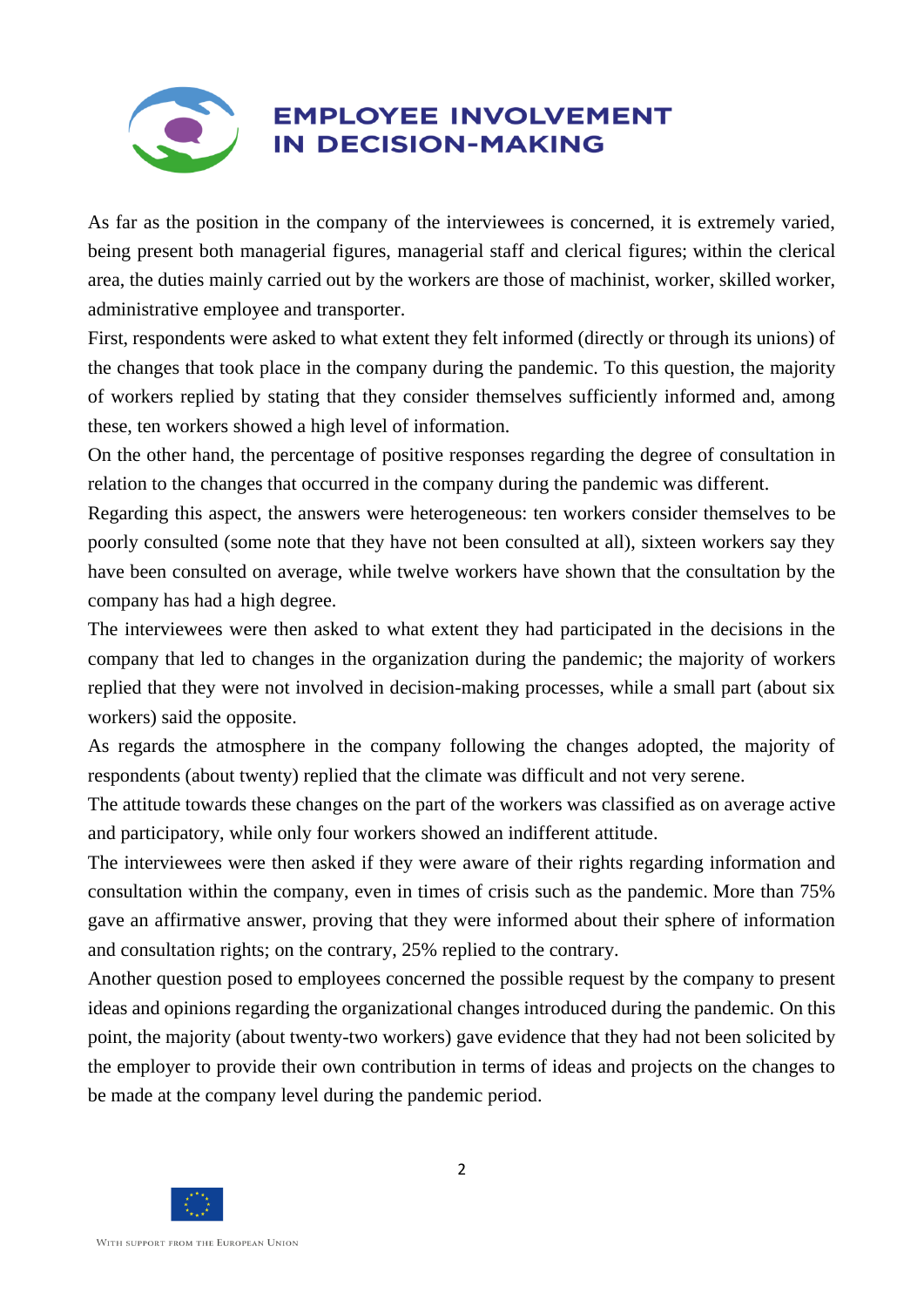As far as the position in the company of the interviewees is concerned, it is extremely varied, being present both managerial figures, managerial staff and clerical figures; within the clerical area, the duties mainly carried out by the workers are those of machinist, worker, skilled worker, administrative employee and transporter.

First, respondents were asked to what extent they felt informed (directly or through its unions) of the changes that took place in the company during the pandemic. To this question, the majority of workers replied by stating that they consider themselves sufficiently informed and, among these, ten workers showed a high level of information.

On the other hand, the percentage of positive responses regarding the degree of consultation in relation to the changes that occurred in the company during the pandemic was different.

Regarding this aspect, the answers were heterogeneous: ten workers consider themselves to be poorly consulted (some note that they have not been consulted at all), sixteen workers say they have been consulted on average, while twelve workers have shown that the consultation by the company has had a high degree.

The interviewees were then asked to what extent they had participated in the decisions in the company that led to changes in the organization during the pandemic; the majority of workers replied that they were not involved in decision-making processes, while a small part (about six workers) said the opposite.

As regards the atmosphere in the company following the changes adopted, the majority of respondents (about twenty) replied that the climate was difficult and not very serene.

The attitude towards these changes on the part of the workers was classified as on average active and participatory, while only four workers showed an indifferent attitude.

The interviewees were then asked if they were aware of their rights regarding information and consultation within the company, even in times of crisis such as the pandemic. More than 75% gave an affirmative answer, proving that they were informed about their sphere of information and consultation rights; on the contrary, 25% replied to the contrary.

Another question posed to employees concerned the possible request by the company to present ideas and opinions regarding the organizational changes introduced during the pandemic. On this point, the majority (about twenty-two workers) gave evidence that they had not been solicited by the employer to provide their own contribution in terms of ideas and projects on the changes to be made at the company level during the pandemic period.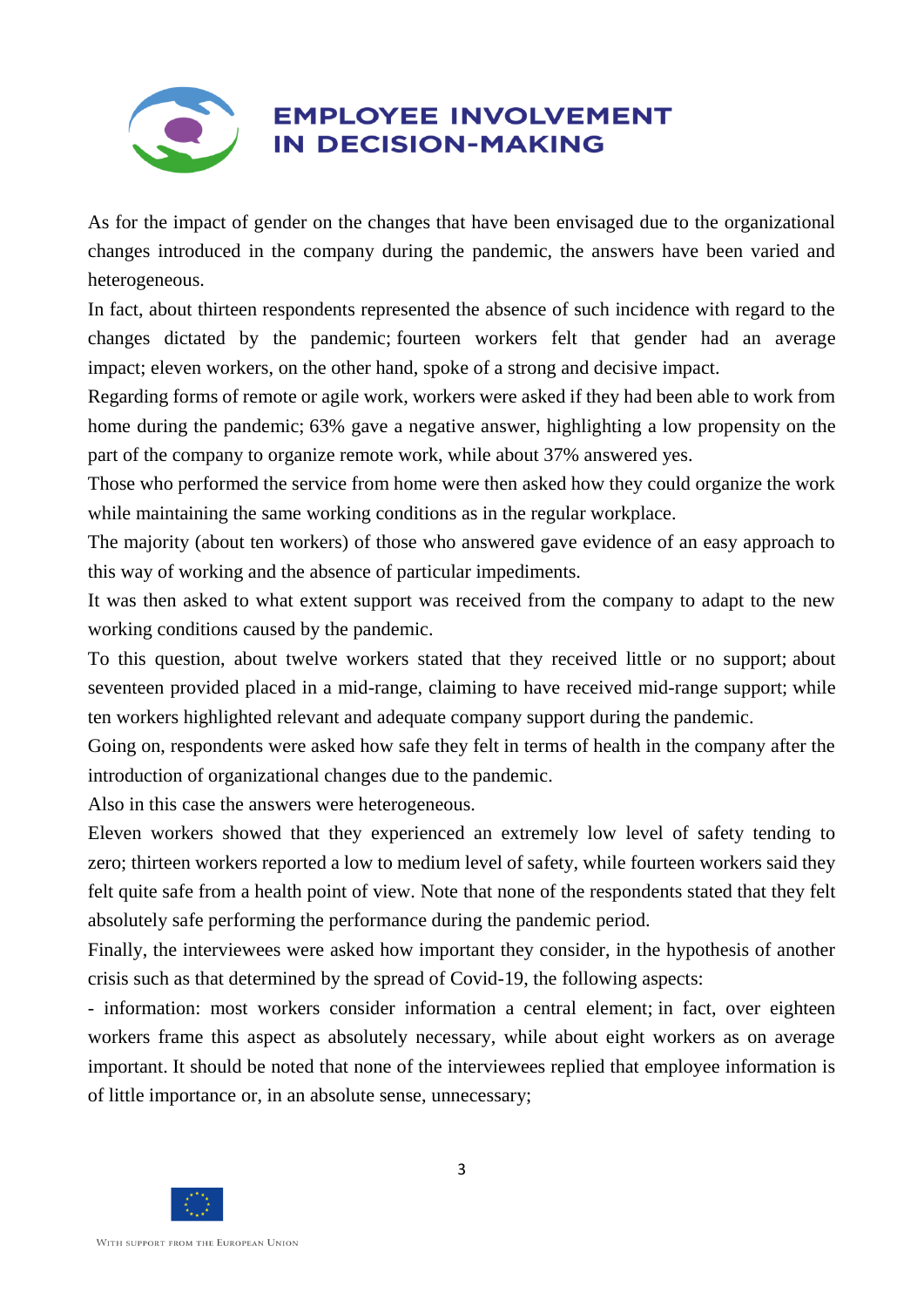As for the impact of gender on the changes that have been envisaged due to the organizational changes introduced in the company during the pandemic, the answers have been varied and heterogeneous.

In fact, about thirteen respondents represented the absence of such incidence with regard to the changes dictated by the pandemic; fourteen workers felt that gender had an average impact; eleven workers, on the other hand, spoke of a strong and decisive impact.

Regarding forms of remote or agile work, workers were asked if they had been able to work from home during the pandemic; 63% gave a negative answer, highlighting a low propensity on the part of the company to organize remote work, while about 37% answered yes.

Those who performed the service from home were then asked how they could organize the work while maintaining the same working conditions as in the regular workplace.

The majority (about ten workers) of those who answered gave evidence of an easy approach to this way of working and the absence of particular impediments.

It was then asked to what extent support was received from the company to adapt to the new working conditions caused by the pandemic.

To this question, about twelve workers stated that they received little or no support; about seventeen provided placed in a mid-range, claiming to have received mid-range support; while ten workers highlighted relevant and adequate company support during the pandemic.

Going on, respondents were asked how safe they felt in terms of health in the company after the introduction of organizational changes due to the pandemic.

Also in this case the answers were heterogeneous.

Eleven workers showed that they experienced an extremely low level of safety tending to zero; thirteen workers reported a low to medium level of safety, while fourteen workers said they felt quite safe from a health point of view. Note that none of the respondents stated that they felt absolutely safe performing the performance during the pandemic period.

Finally, the interviewees were asked how important they consider, in the hypothesis of another crisis such as that determined by the spread of Covid-19, the following aspects:

- information: most workers consider information a central element; in fact, over eighteen workers frame this aspect as absolutely necessary, while about eight workers as on average important. It should be noted that none of the interviewees replied that employee information is of little importance or, in an absolute sense, unnecessary;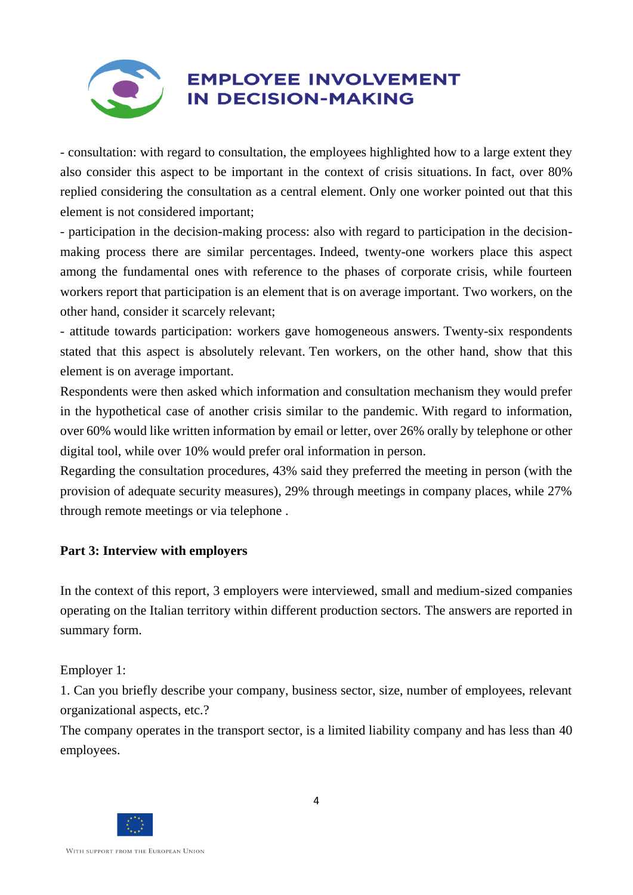- consultation: with regard to consultation, the employees highlighted how to a large extent they also consider this aspect to be important in the context of crisis situations. In fact, over 80% replied considering the consultation as a central element. Only one worker pointed out that this element is not considered important;

- participation in the decision-making process: also with regard to participation in the decision-making process there are similar percentages. Indeed, twenty-one workers place this aspect among the fundamental ones with reference to the phases of corporate crisis, while fourteen workers report that participation is an element that is on average important. Two workers, on the other hand, consider it scarcely relevant;

- attitude towards participation: workers gave homogeneous answers. Twenty-six respondents stated that this aspect is absolutely relevant. Ten workers, on the other hand, show that this element is on average important.

Respondents were then asked which information and consultation mechanism they would prefer in the hypothetical case of another crisis similar to the pandemic. With regard to information, over 60% would like written information by email or letter, over 26% orally by telephone or other digital tool, while over 10% would prefer oral information in person.

Regarding the consultation procedures, 43% said they preferred the meeting in person (with the provision of adequate security measures), 29% through meetings in company places, while 27% through remote meetings or via telephone .

**Part 3: Interview with employers**

In the context of this report, 3 employers were interviewed, small and medium-sized companies operating on the Italian territory within different production sectors. The answers are reported in summary form.

Employer 1:

1. Can you briefly describe your company, business sector, size, number of employees, relevant organizational aspects, etc.?

The company operates in the transport sector, is a limited liability company and has less than 40 employees.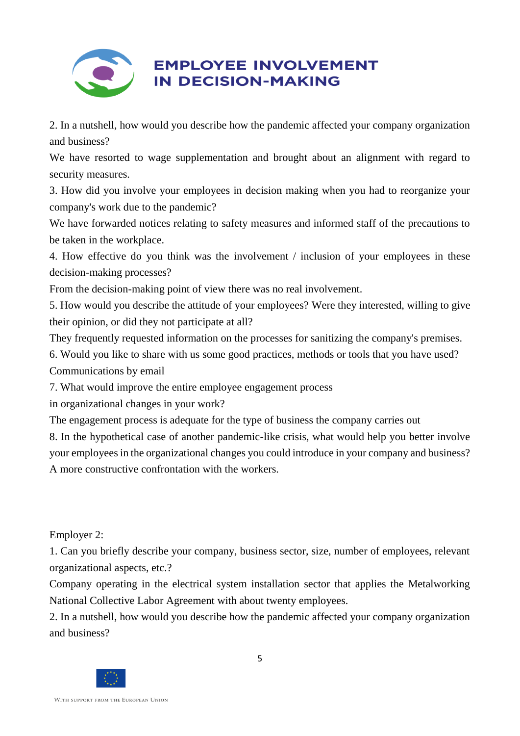2. In a nutshell, how would you describe how the pandemic affected your company organization and business?

We have resorted to wage supplementation and brought about an alignment with regard to security measures.

3. How did you involve your employees in decision making when you had to reorganize your company's work due to the pandemic?

We have forwarded notices relating to safety measures and informed staff of the precautions to be taken in the workplace.

4. How effective do you think was the involvement / inclusion of your employees in these decision-making processes?

From the decision-making point of view there was no real involvement.

5. How would you describe the attitude of your employees? Were they interested, willing to give their opinion, or did they not participate at all?

They frequently requested information on the processes for sanitizing the company's premises.

6. Would you like to share with us some good practices, methods or tools that you have used?

Communications by email

7. What would improve the entire employee engagement process in organizational changes in your work?

The engagement process is adequate for the type of business the company carries out

8. In the hypothetical case of another pandemic-like crisis, what would help you better involve your employees in the organizational changes you could introduce in your company and business?

A more constructive confrontation with the workers.

Employer 2:

1. Can you briefly describe your company, business sector, size, number of employees, relevant organizational aspects, etc.?

Company operating in the electrical system installation sector that applies the Metalworking National Collective Labor Agreement with about twenty employees.

2. In a nutshell, how would you describe how the pandemic affected your company organization and business?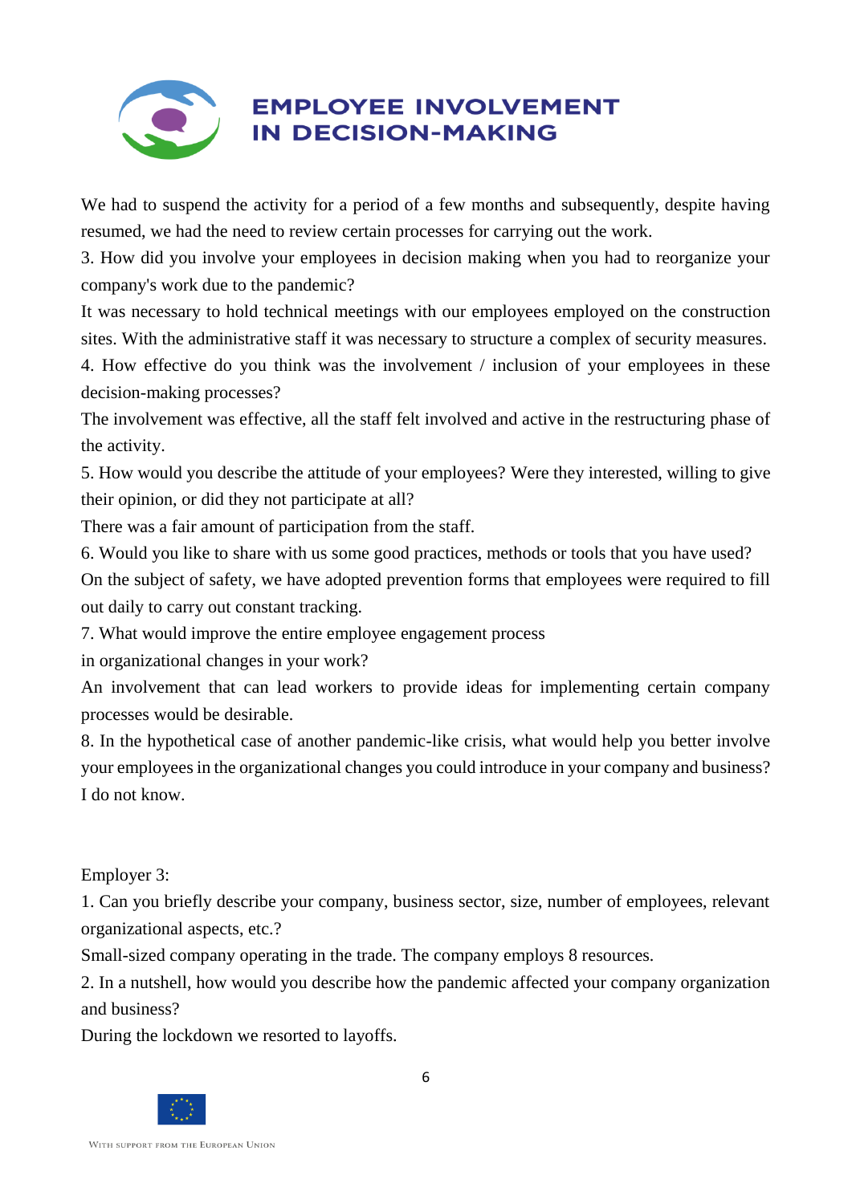We had to suspend the activity for a period of a few months and subsequently, despite having resumed, we had the need to review certain processes for carrying out the work.

3. How did you involve your employees in decision making when you had to reorganize your company's work due to the pandemic?

It was necessary to hold technical meetings with our employees employed on the construction sites. With the administrative staff it was necessary to structure a complex of security measures.

4. How effective do you think was the involvement / inclusion of your employees in these decision-making processes?

The involvement was effective, all the staff felt involved and active in the restructuring phase of the activity.

5. How would you describe the attitude of your employees? Were they interested, willing to give their opinion, or did they not participate at all?

There was a fair amount of participation from the staff.

6. Would you like to share with us some good practices, methods or tools that you have used?

On the subject of safety, we have adopted prevention forms that employees were required to fill out daily to carry out constant tracking.

7. What would improve the entire employee engagement process in organizational changes in your work?

An involvement that can lead workers to provide ideas for implementing certain company processes would be desirable.

8. In the hypothetical case of another pandemic-like crisis, what would help you better involve your employees in the organizational changes you could introduce in your company and business?

I do not know.

Employer 3:

1. Can you briefly describe your company, business sector, size, number of employees, relevant organizational aspects, etc.?

Small-sized company operating in the trade. The company employs 8 resources.

2. In a nutshell, how would you describe how the pandemic affected your company organization and business?

During the lockdown we resorted to layoffs.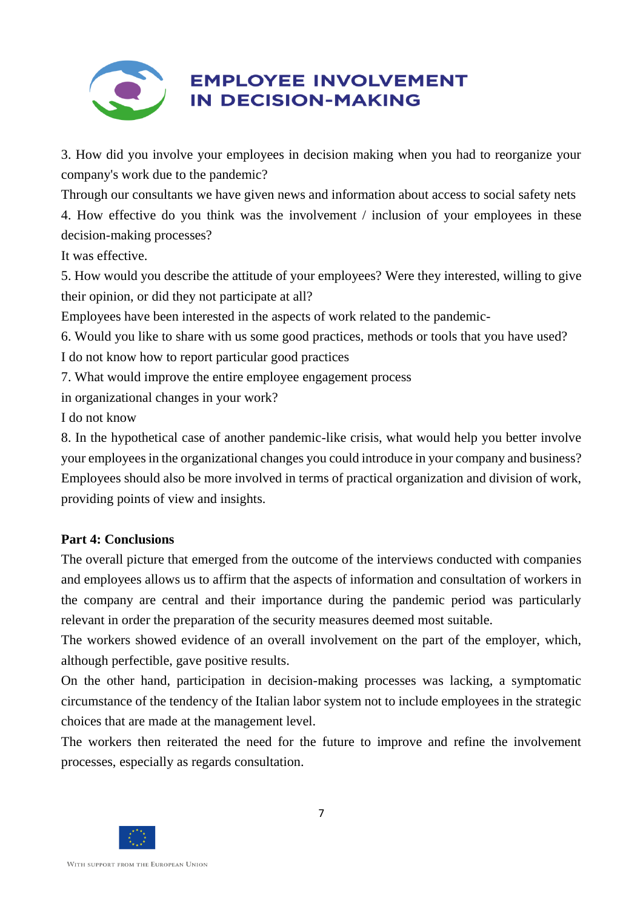3. How did you involve your employees in decision making when you had to reorganize your company's work due to the pandemic?

Through our consultants we have given news and information about access to social safety nets

4. How effective do you think was the involvement / inclusion of your employees in these decision-making processes?

It was effective.

5. How would you describe the attitude of your employees? Were they interested, willing to give their opinion, or did they not participate at all?

Employees have been interested in the aspects of work related to the pandemic-

6. Would you like to share with us some good practices, methods or tools that you have used?

I do not know how to report particular good practices

7. What would improve the entire employee engagement process in organizational changes in your work?

I do not know

8. In the hypothetical case of another pandemic-like crisis, what would help you better involve your employees in the organizational changes you could introduce in your company and business?

Employees should also be more involved in terms of practical organization and division of work, providing points of view and insights.

**Part 4: Conclusions**

The overall picture that emerged from the outcome of the interviews conducted with companies and employees allows us to affirm that the aspects of information and consultation of workers in the company are central and their importance during the pandemic period was particularly relevant in order the preparation of the security measures deemed most suitable.

The workers showed evidence of an overall involvement on the part of the employer, which, although perfectible, gave positive results.

On the other hand, participation in decision-making processes was lacking, a symptomatic circumstance of the tendency of the Italian labor system not to include employees in the strategic choices that are made at the management level.

The workers then reiterated the need for the future to improve and refine the involvement processes, especially as regards consultation.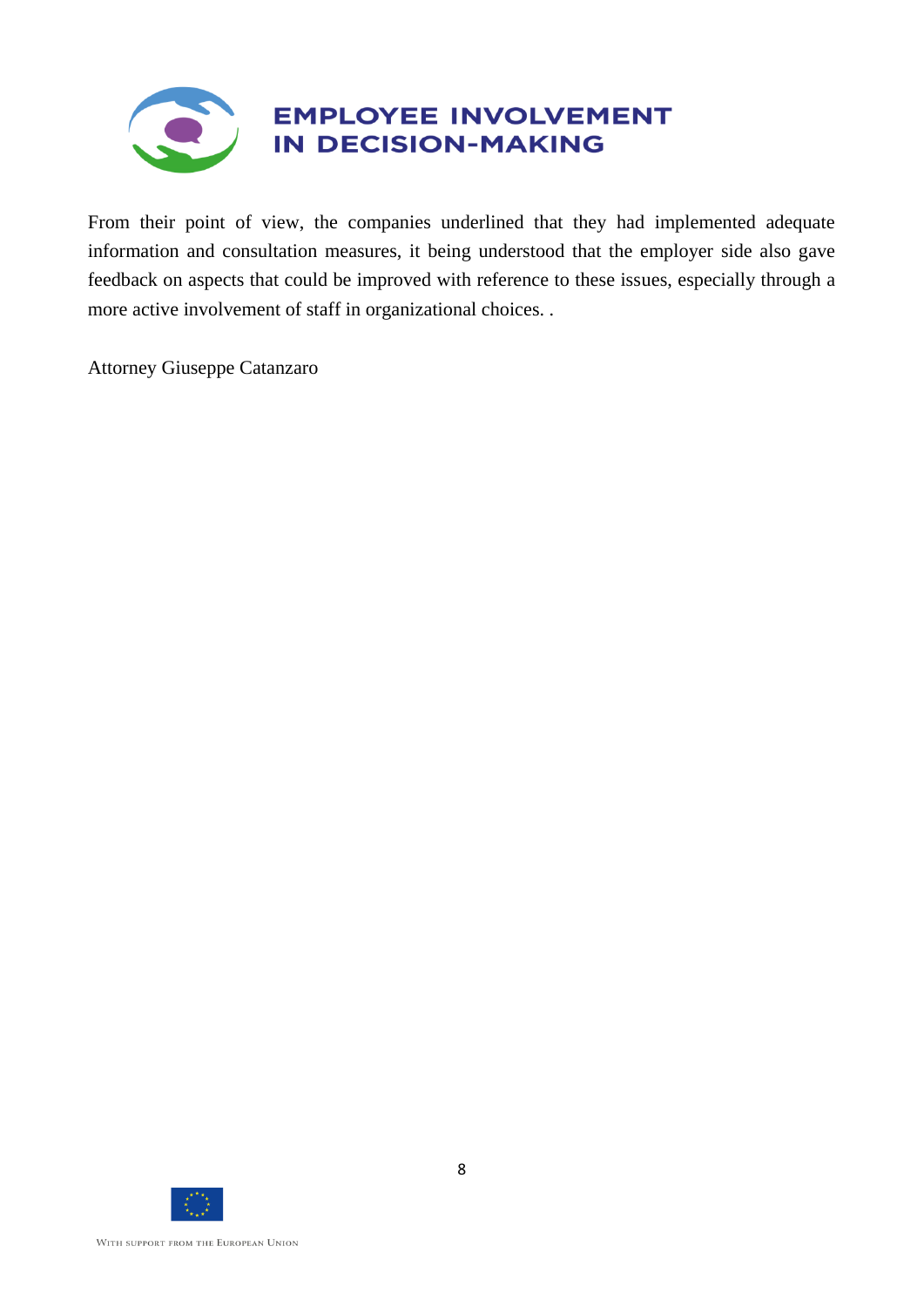From their point of view, the companies underlined that they had implemented adequate information and consultation measures, it being understood that the employer side also gave feedback on aspects that could be improved with reference to these issues, especially through a more active involvement of staff in organizational choices. .

Attorney Giuseppe Catanzaro